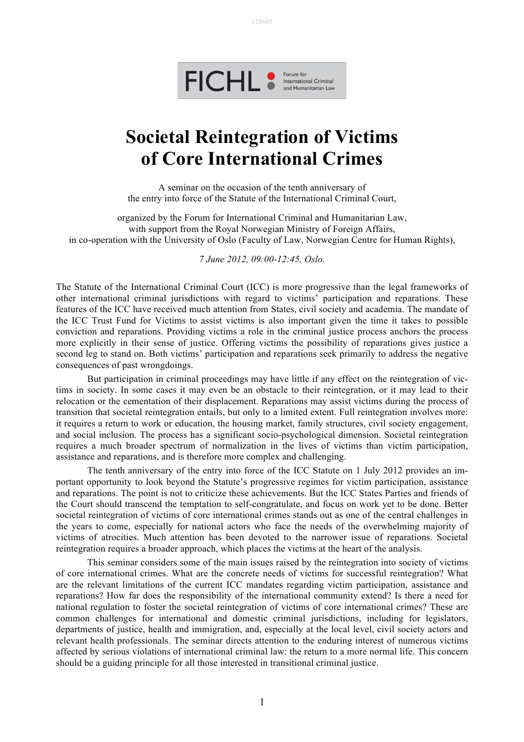# Societal Reintegration of Victims of Core International Crimes

A seminar on the occasion of the tenth anniversary of the entry into force of the Statute of the International Criminal Court,

organized by the Forum for International Criminal and Humanitarian Law, with support from the Royal Norwegian Ministry of Foreign Affairs, in co-operation with the University of Oslo (Faculty of Law, Norwegian Centre for Human Rights),

*7 June 2012, 09:00-12:45, Oslo.*

The Statute of the International Criminal Court (ICC) is more progressive than the legal frameworks of other international criminal jurisdictions with regard to victims' participation and reparations. These features of the ICC have received much attention from States, civil society and academia. The mandate of the ICC Trust Fund for Victims to assist victims is also important given the time it takes to possible conviction and reparations. Providing victims a role in the criminal justice process anchors the process more explicitly in their sense of justice. Offering victims the possibility of reparations gives justice a second leg to stand on. Both victims' participation and reparations seek primarily to address the negative consequences of past wrongdoings.

But participation in criminal proceedings may have little if any effect on the reintegration of victims in society. In some cases it may even be an obstacle to their reintegration, or it may lead to their relocation or the cementation of their displacement. Reparations may assist victims during the process of transition that societal reintegration entails, but only to a limited extent. Full reintegration involves more: it requires a return to work or education, the housing market, family structures, civil society engagement, and social inclusion. The process has a significant socio-psychological dimension. Societal reintegration requires a much broader spectrum of normalization in the lives of victims than victim participation, assistance and reparations, and is therefore more complex and challenging.

The tenth anniversary of the entry into force of the ICC Statute on 1 July 2012 provides an important opportunity to look beyond the Statute's progressive regimes for victim participation, assistance and reparations. The point is not to criticize these achievements. But the ICC States Parties and friends of the Court should transcend the temptation to self-congratulate, and focus on work yet to be done. Better societal reintegration of victims of core international crimes stands out as one of the central challenges in the years to come, especially for national actors who face the needs of the overwhelming majority of victims of atrocities. Much attention has been devoted to the narrower issue of reparations. Societal reintegration requires a broader approach, which places the victims at the heart of the analysis.

This seminar considers some of the main issues raised by the reintegration into society of victims of core international crimes. What are the concrete needs of victims for successful reintegration? What are the relevant limitations of the current ICC mandates regarding victim participation, assistance and reparations? How far does the responsibility of the international community extend? Is there a need for national regulation to foster the societal reintegration of victims of core international crimes? These are common challenges for international and domestic criminal jurisdictions, including for legislators, departments of justice, health and immigration, and, especially at the local level, civil society actors and relevant health professionals. The seminar directs attention to the enduring interest of numerous victims affected by serious violations of international criminal law: the return to a more normal life. This concern should be a guiding principle for all those interested in transitional criminal justice.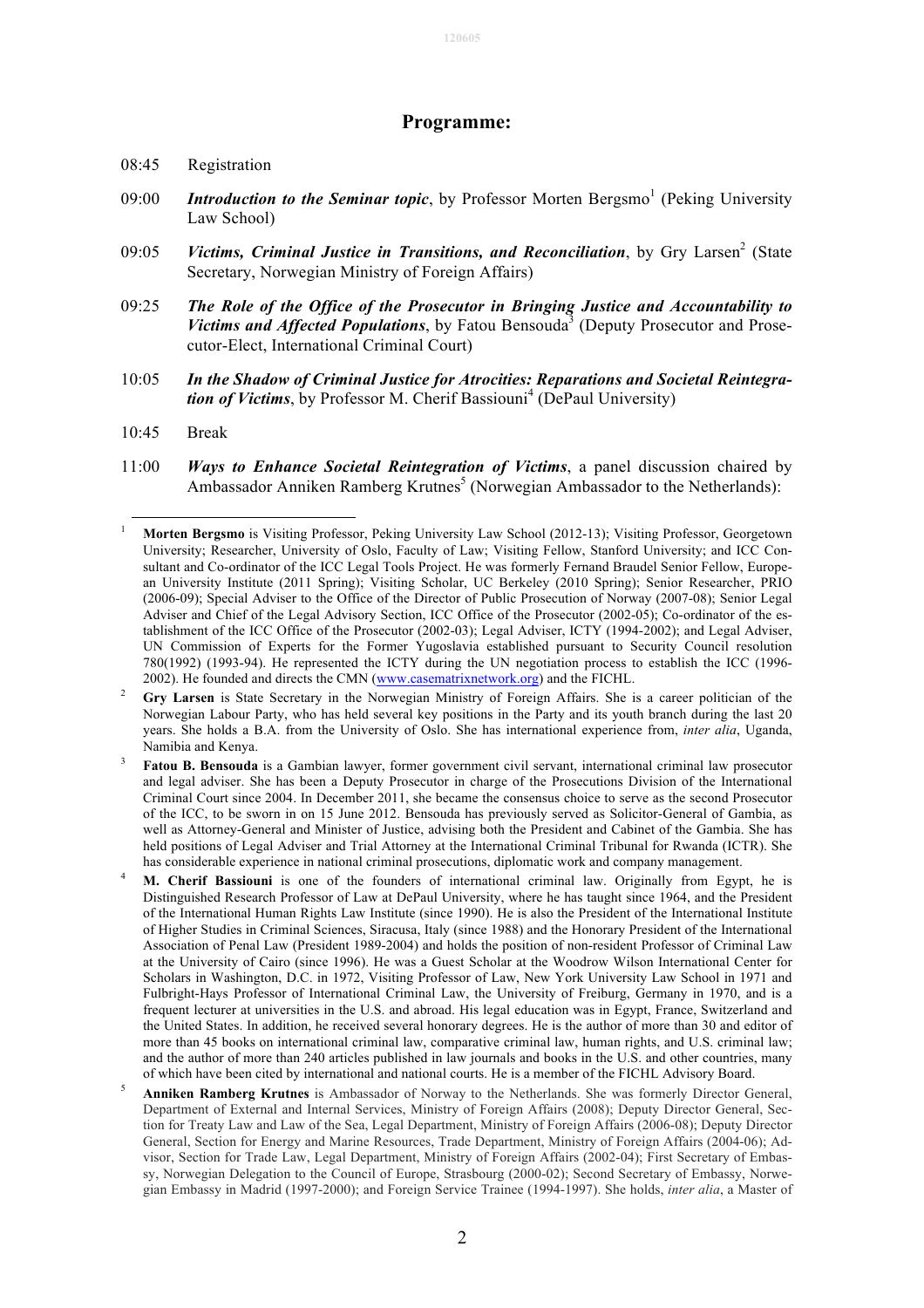## Programme:

08:45 Registration

09:00 ***Introduction to the Seminar topic***, by Professor Morten Bergsmo[1] (Peking University Law School)

09:05 ***Victims, Criminal Justice in Transitions, and Reconciliation***, by Gry Larsen[2] (State Secretary, Norwegian Ministry of Foreign Affairs)

09:25 ***The Role of the Office of the Prosecutor in Bringing Justice and Accountability to Victims and Affected Populations***, by Fatou Bensouda[3] (Deputy Prosecutor and Prosecutor-Elect, International Criminal Court)

10:05 ***In the Shadow of Criminal Justice for Atrocities: Reparations and Societal Reintegration of Victims***, by Professor M. Cherif Bassiouni[4] (DePaul University)

10:45 Break

11:00 ***Ways to Enhance Societal Reintegration of Victims***, a panel discussion chaired by Ambassador Anniken Ramberg Krutnes[5] (Norwegian Ambassador to the Netherlands):

---

[1] **Morten Bergsmo** is Visiting Professor, Peking University Law School (2012-13); Visiting Professor, Georgetown University; Researcher, University of Oslo, Faculty of Law; Visiting Fellow, Stanford University; and ICC Consultant and Co-ordinator of the ICC Legal Tools Project. He was formerly Fernand Braudel Senior Fellow, European University Institute (2011 Spring); Visiting Scholar, UC Berkeley (2010 Spring); Senior Researcher, PRIO (2006-09); Special Adviser to the Office of the Director of Public Prosecution of Norway (2007-08); Senior Legal Adviser and Chief of the Legal Advisory Section, ICC Office of the Prosecutor (2002-05); Co-ordinator of the establishment of the ICC Office of the Prosecutor (2002-03); Legal Adviser, ICTY (1994-2002); and Legal Adviser, UN Commission of Experts for the Former Yugoslavia established pursuant to Security Council resolution 780(1992) (1993-94). He represented the ICTY during the UN negotiation process to establish the ICC (1996-2002). He founded and directs the CMN (www.casematrixnetwork.org) and the FICHL.

[2] **Gry Larsen** is State Secretary in the Norwegian Ministry of Foreign Affairs. She is a career politician of the Norwegian Labour Party, who has held several key positions in the Party and its youth branch during the last 20 years. She holds a B.A. from the University of Oslo. She has international experience from, *inter alia*, Uganda, Namibia and Kenya.

[3] **Fatou B. Bensouda** is a Gambian lawyer, former government civil servant, international criminal law prosecutor and legal adviser. She has been a Deputy Prosecutor in charge of the Prosecutions Division of the International Criminal Court since 2004. In December 2011, she became the consensus choice to serve as the second Prosecutor of the ICC, to be sworn in on 15 June 2012. Bensouda has previously served as Solicitor-General of Gambia, as well as Attorney-General and Minister of Justice, advising both the President and Cabinet of the Gambia. She has held positions of Legal Adviser and Trial Attorney at the International Criminal Tribunal for Rwanda (ICTR). She has considerable experience in national criminal prosecutions, diplomatic work and company management.

[4] **M. Cherif Bassiouni** is one of the founders of international criminal law. Originally from Egypt, he is Distinguished Research Professor of Law at DePaul University, where he has taught since 1964, and the President of the International Human Rights Law Institute (since 1990). He is also the President of the International Institute of Higher Studies in Criminal Sciences, Siracusa, Italy (since 1988) and the Honorary President of the International Association of Penal Law (President 1989-2004) and holds the position of non-resident Professor of Criminal Law at the University of Cairo (since 1996). He was a Guest Scholar at the Woodrow Wilson International Center for Scholars in Washington, D.C. in 1972, Visiting Professor of Law, New York University Law School in 1971 and Fulbright-Hays Professor of International Criminal Law, the University of Freiburg, Germany in 1970, and is a frequent lecturer at universities in the U.S. and abroad. His legal education was in Egypt, France, Switzerland and the United States. In addition, he received several honorary degrees. He is the author of more than 30 and editor of more than 45 books on international criminal law, comparative criminal law, human rights, and U.S. criminal law; and the author of more than 240 articles published in law journals and books in the U.S. and other countries, many of which have been cited by international and national courts. He is a member of the FICHL Advisory Board.

[5] **Anniken Ramberg Krutnes** is Ambassador of Norway to the Netherlands. She was formerly Director General, Department of External and Internal Services, Ministry of Foreign Affairs (2008); Deputy Director General, Section for Treaty Law and Law of the Sea, Legal Department, Ministry of Foreign Affairs (2006-08); Deputy Director General, Section for Energy and Marine Resources, Trade Department, Ministry of Foreign Affairs (2004-06); Advisor, Section for Trade Law, Legal Department, Ministry of Foreign Affairs (2002-04); First Secretary of Embassy, Norwegian Delegation to the Council of Europe, Strasbourg (2000-02); Second Secretary of Embassy, Norwegian Embassy in Madrid (1997-2000); and Foreign Service Trainee (1994-1997). She holds, *inter alia*, a Master of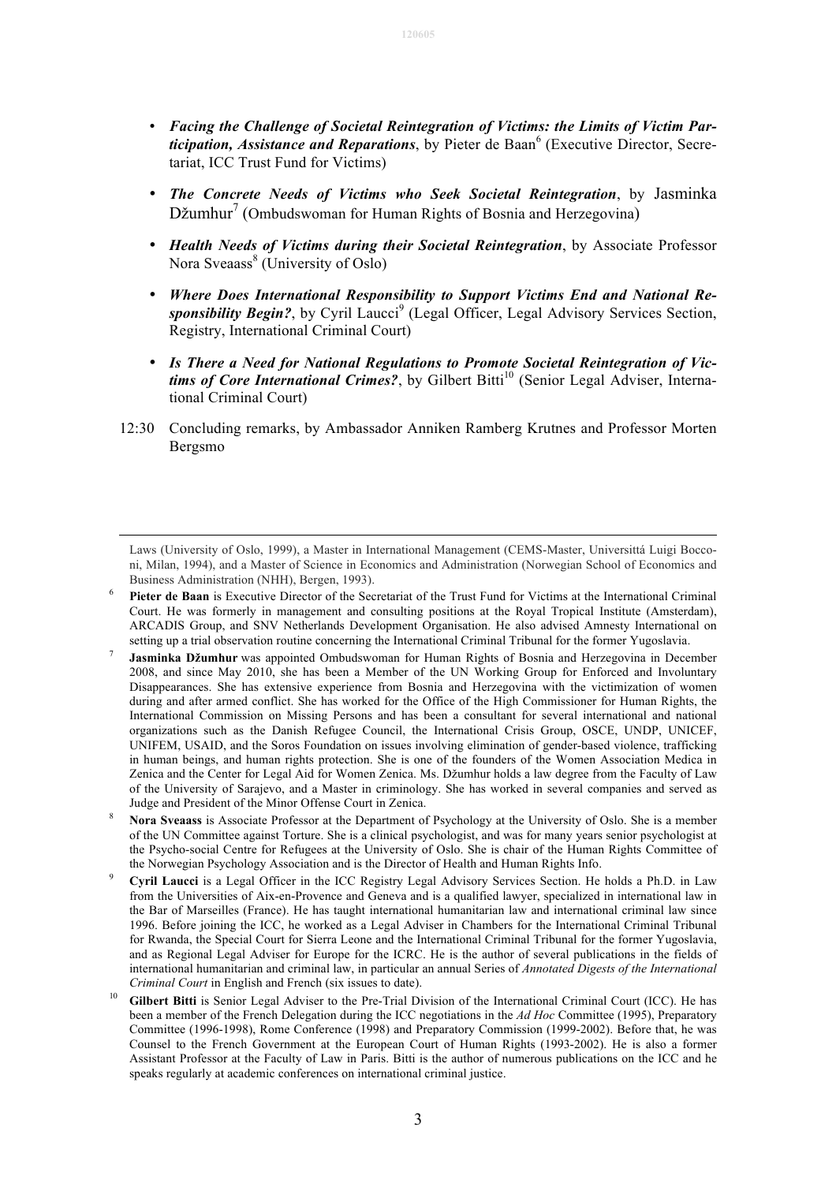- ***Facing the Challenge of Societal Reintegration of Victims: the Limits of Victim Participation, Assistance and Reparations***, by Pieter de Baan[6] (Executive Director, Secretariat, ICC Trust Fund for Victims)

- ***The Concrete Needs of Victims who Seek Societal Reintegration***, by Jasminka Džumhur[7] (Ombudswoman for Human Rights of Bosnia and Herzegovina)

- ***Health Needs of Victims during their Societal Reintegration***, by Associate Professor Nora Sveaass[8] (University of Oslo)

- ***Where Does International Responsibility to Support Victims End and National Responsibility Begin?***, by Cyril Laucci[9] (Legal Officer, Legal Advisory Services Section, Registry, International Criminal Court)

- ***Is There a Need for National Regulations to Promote Societal Reintegration of Victims of Core International Crimes?***, by Gilbert Bitti[10] (Senior Legal Adviser, International Criminal Court)

12:30 Concluding remarks, by Ambassador Anniken Ramberg Krutnes and Professor Morten Bergsmo

---

Laws (University of Oslo, 1999), a Master in International Management (CEMS-Master, Universittá Luigi Bocconi, Milan, 1994), and a Master of Science in Economics and Administration (Norwegian School of Economics and Business Administration (NHH), Bergen, 1993).

[6] **Pieter de Baan** is Executive Director of the Secretariat of the Trust Fund for Victims at the International Criminal Court. He was formerly in management and consulting positions at the Royal Tropical Institute (Amsterdam), ARCADIS Group, and SNV Netherlands Development Organisation. He also advised Amnesty International on setting up a trial observation routine concerning the International Criminal Tribunal for the former Yugoslavia.

[7] **Jasminka Džumhur** was appointed Ombudswoman for Human Rights of Bosnia and Herzegovina in December 2008, and since May 2010, she has been a Member of the UN Working Group for Enforced and Involuntary Disappearances. She has extensive experience from Bosnia and Herzegovina with the victimization of women during and after armed conflict. She has worked for the Office of the High Commissioner for Human Rights, the International Commission on Missing Persons and has been a consultant for several international and national organizations such as the Danish Refugee Council, the International Crisis Group, OSCE, UNDP, UNICEF, UNIFEM, USAID, and the Soros Foundation on issues involving elimination of gender-based violence, trafficking in human beings, and human rights protection. She is one of the founders of the Women Association Medica in Zenica and the Center for Legal Aid for Women Zenica. Ms. Džumhur holds a law degree from the Faculty of Law of the University of Sarajevo, and a Master in criminology. She has worked in several companies and served as Judge and President of the Minor Offense Court in Zenica.

[8] **Nora Sveaass** is Associate Professor at the Department of Psychology at the University of Oslo. She is a member of the UN Committee against Torture. She is a clinical psychologist, and was for many years senior psychologist at the Psycho-social Centre for Refugees at the University of Oslo. She is chair of the Human Rights Committee of the Norwegian Psychology Association and is the Director of Health and Human Rights Info.

[9] **Cyril Laucci** is a Legal Officer in the ICC Registry Legal Advisory Services Section. He holds a Ph.D. in Law from the Universities of Aix-en-Provence and Geneva and is a qualified lawyer, specialized in international law in the Bar of Marseilles (France). He has taught international humanitarian law and international criminal law since 1996. Before joining the ICC, he worked as a Legal Adviser in Chambers for the International Criminal Tribunal for Rwanda, the Special Court for Sierra Leone and the International Criminal Tribunal for the former Yugoslavia, and as Regional Legal Adviser for Europe for the ICRC. He is the author of several publications in the fields of international humanitarian and criminal law, in particular an annual Series of *Annotated Digests of the International Criminal Court* in English and French (six issues to date).

[10] **Gilbert Bitti** is Senior Legal Adviser to the Pre-Trial Division of the International Criminal Court (ICC). He has been a member of the French Delegation during the ICC negotiations in the *Ad Hoc* Committee (1995), Preparatory Committee (1996-1998), Rome Conference (1998) and Preparatory Commission (1999-2002). Before that, he was Counsel to the French Government at the European Court of Human Rights (1993-2002). He is also a former Assistant Professor at the Faculty of Law in Paris. Bitti is the author of numerous publications on the ICC and he speaks regularly at academic conferences on international criminal justice.